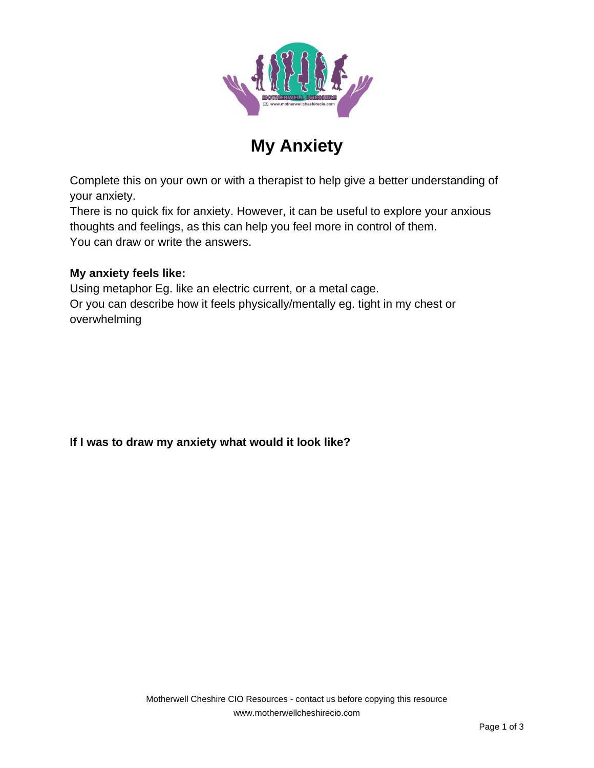# My Anxiety

Complete this on your own or with a therapist to help give a better understanding of your anxiety.
There is no quick fix for anxiety. However, it can be useful to explore your anxious thoughts and feelings, as this can help you feel more in control of them.
You can draw or write the answers.

**My anxiety feels like:**
Using metaphor Eg. like an electric current, or a metal cage.
Or you can describe how it feels physically/mentally eg. tight in my chest or overwhelming

**If I was to draw my anxiety what would it look like?**

Motherwell Cheshire CIO Resources - contact us before copying this resource
www.motherwellcheshirecio.com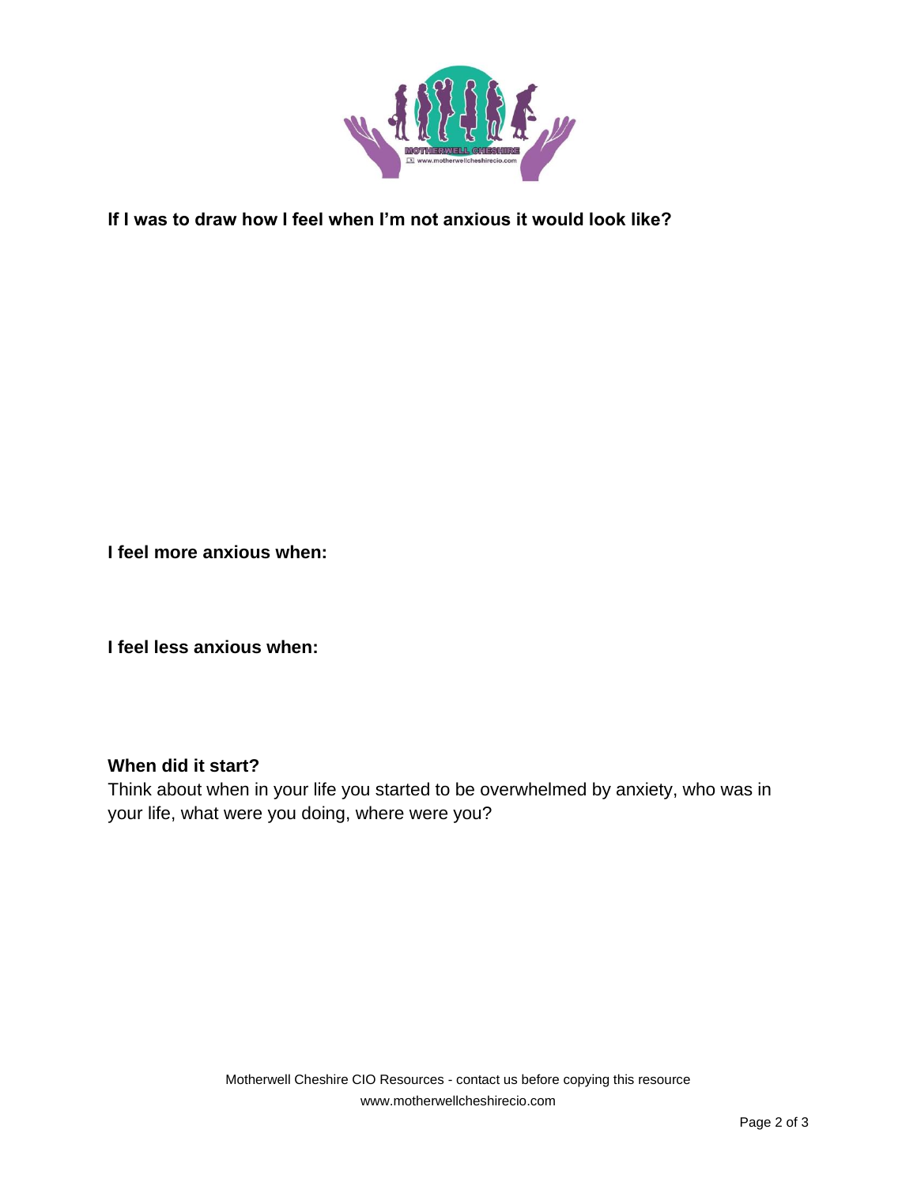**If I was to draw how I feel when I'm not anxious it would look like?**

**I feel more anxious when:**

**I feel less anxious when:**

**When did it start?**

Think about when in your life you started to be overwhelmed by anxiety, who was in your life, what were you doing, where were you?

Motherwell Cheshire CIO Resources - contact us before copying this resource
www.motherwellcheshirecio.com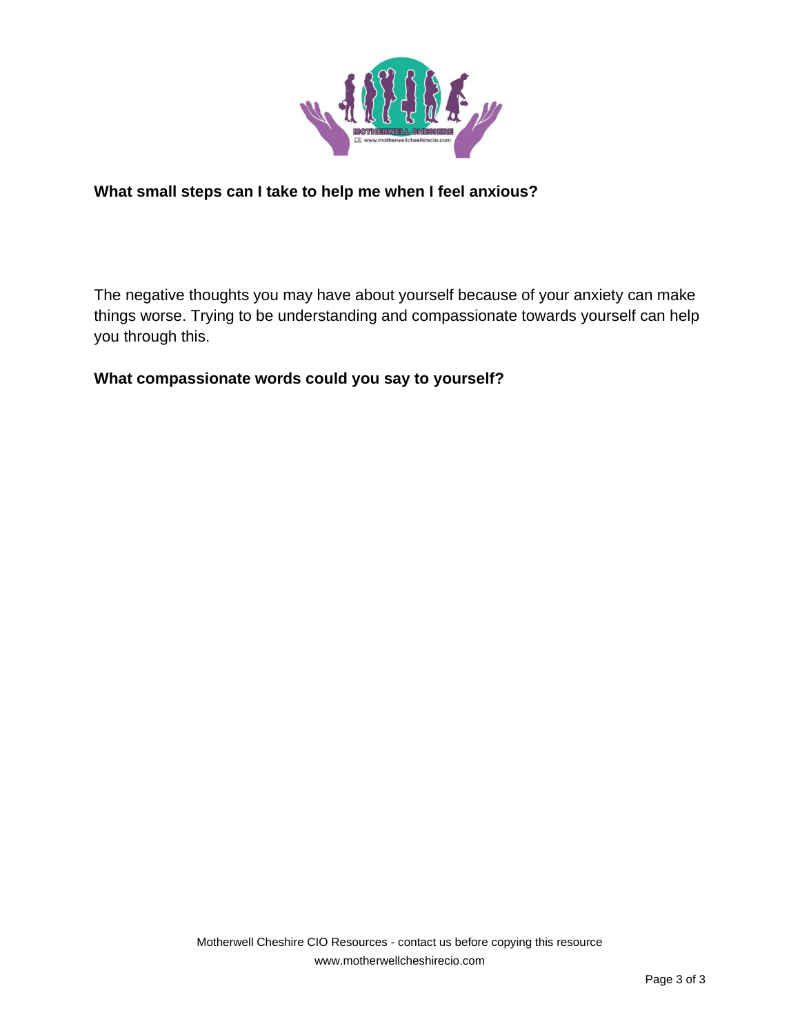**What small steps can I take to help me when I feel anxious?**

The negative thoughts you may have about yourself because of your anxiety can make things worse. Trying to be understanding and compassionate towards yourself can help you through this.

**What compassionate words could you say to yourself?**